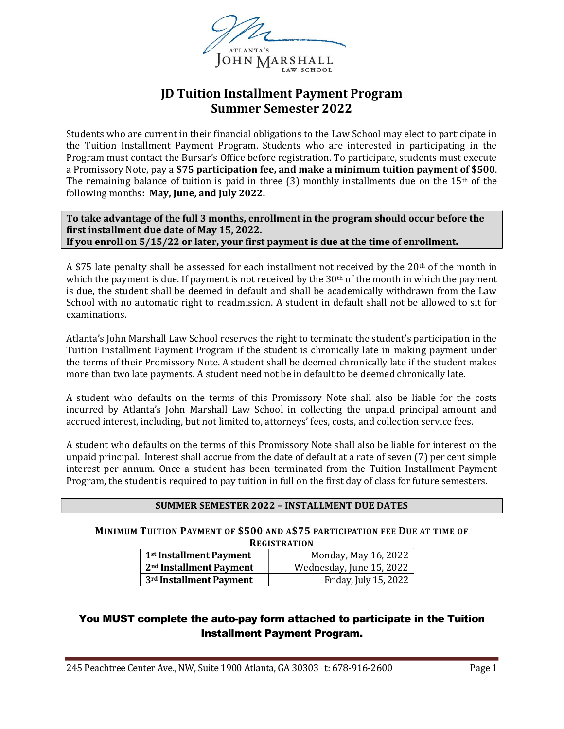ATLANTA'S JOHN MARSHALL LAW SCHOOL

# JD Tuition Installment Payment Program
# Summer Semester 2022

Students who are current in their financial obligations to the Law School may elect to participate in the Tuition Installment Payment Program. Students who are interested in participating in the Program must contact the Bursar's Office before registration. To participate, students must execute a Promissory Note, pay a **$75 participation fee, and make a minimum tuition payment of $500**. The remaining balance of tuition is paid in three (3) monthly installments due on the 15th of the following months**: May, June, and July 2022.**

**To take advantage of the full 3 months, enrollment in the program should occur before the first installment due date of May 15, 2022.**
**If you enroll on 5/15/22 or later, your first payment is due at the time of enrollment.**

A $75 late penalty shall be assessed for each installment not received by the 20th of the month in which the payment is due. If payment is not received by the 30th of the month in which the payment is due, the student shall be deemed in default and shall be academically withdrawn from the Law School with no automatic right to readmission. A student in default shall not be allowed to sit for examinations.

Atlanta's John Marshall Law School reserves the right to terminate the student's participation in the Tuition Installment Payment Program if the student is chronically late in making payment under the terms of their Promissory Note. A student shall be deemed chronically late if the student makes more than two late payments. A student need not be in default to be deemed chronically late.

A student who defaults on the terms of this Promissory Note shall also be liable for the costs incurred by Atlanta's John Marshall Law School in collecting the unpaid principal amount and accrued interest, including, but not limited to, attorneys' fees, costs, and collection service fees.

A student who defaults on the terms of this Promissory Note shall also be liable for interest on the unpaid principal. Interest shall accrue from the date of default at a rate of seven (7) per cent simple interest per annum. Once a student has been terminated from the Tuition Installment Payment Program, the student is required to pay tuition in full on the first day of class for future semesters.

## SUMMER SEMESTER 2022 – INSTALLMENT DUE DATES

**MINIMUM TUITION PAYMENT OF $500 AND A$75 PARTICIPATION FEE DUE AT TIME OF REGISTRATION**

| | |
|---|---|
| **1st Installment Payment** | Monday, May 16, 2022 |
| **2nd Installment Payment** | Wednesday, June 15, 2022 |
| **3rd Installment Payment** | Friday, July 15, 2022 |

**You MUST complete the auto-pay form attached to participate in the Tuition Installment Payment Program.**

245 Peachtree Center Ave., NW, Suite 1900 Atlanta, GA 30303 t: 678-916-2600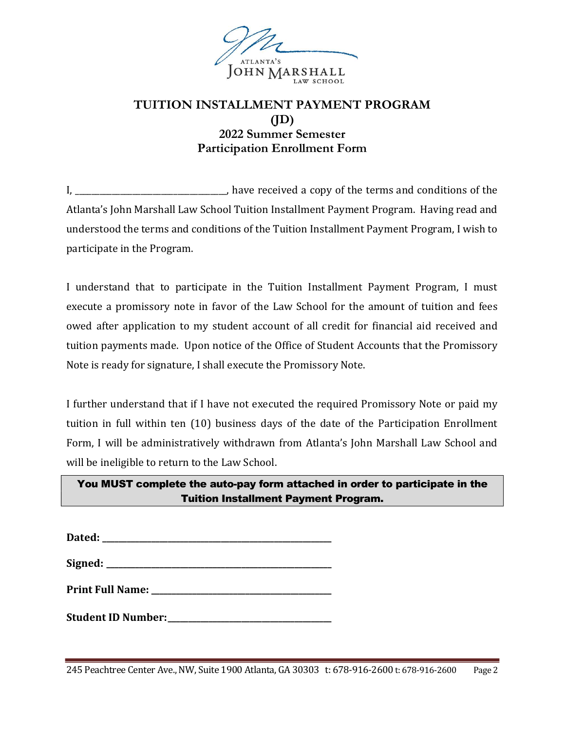# TUITION INSTALLMENT PAYMENT PROGRAM (JD)

## 2022 Summer Semester

## Participation Enrollment Form

I, ___________________________________, have received a copy of the terms and conditions of the Atlanta's John Marshall Law School Tuition Installment Payment Program. Having read and understood the terms and conditions of the Tuition Installment Payment Program, I wish to participate in the Program.

I understand that to participate in the Tuition Installment Payment Program, I must execute a promissory note in favor of the Law School for the amount of tuition and fees owed after application to my student account of all credit for financial aid received and tuition payments made. Upon notice of the Office of Student Accounts that the Promissory Note is ready for signature, I shall execute the Promissory Note.

I further understand that if I have not executed the required Promissory Note or paid my tuition in full within ten (10) business days of the date of the Participation Enrollment Form, I will be administratively withdrawn from Atlanta's John Marshall Law School and will be ineligible to return to the Law School.

**You MUST complete the auto-pay form attached in order to participate in the Tuition Installment Payment Program.**

**Dated:** ______________________________________________

**Signed:** ______________________________________________

**Print Full Name:** ______________________________________

**Student ID Number:** ____________________________________

245 Peachtree Center Ave., NW, Suite 1900 Atlanta, GA 30303 t: 678-916-2600 t: 678-916-2600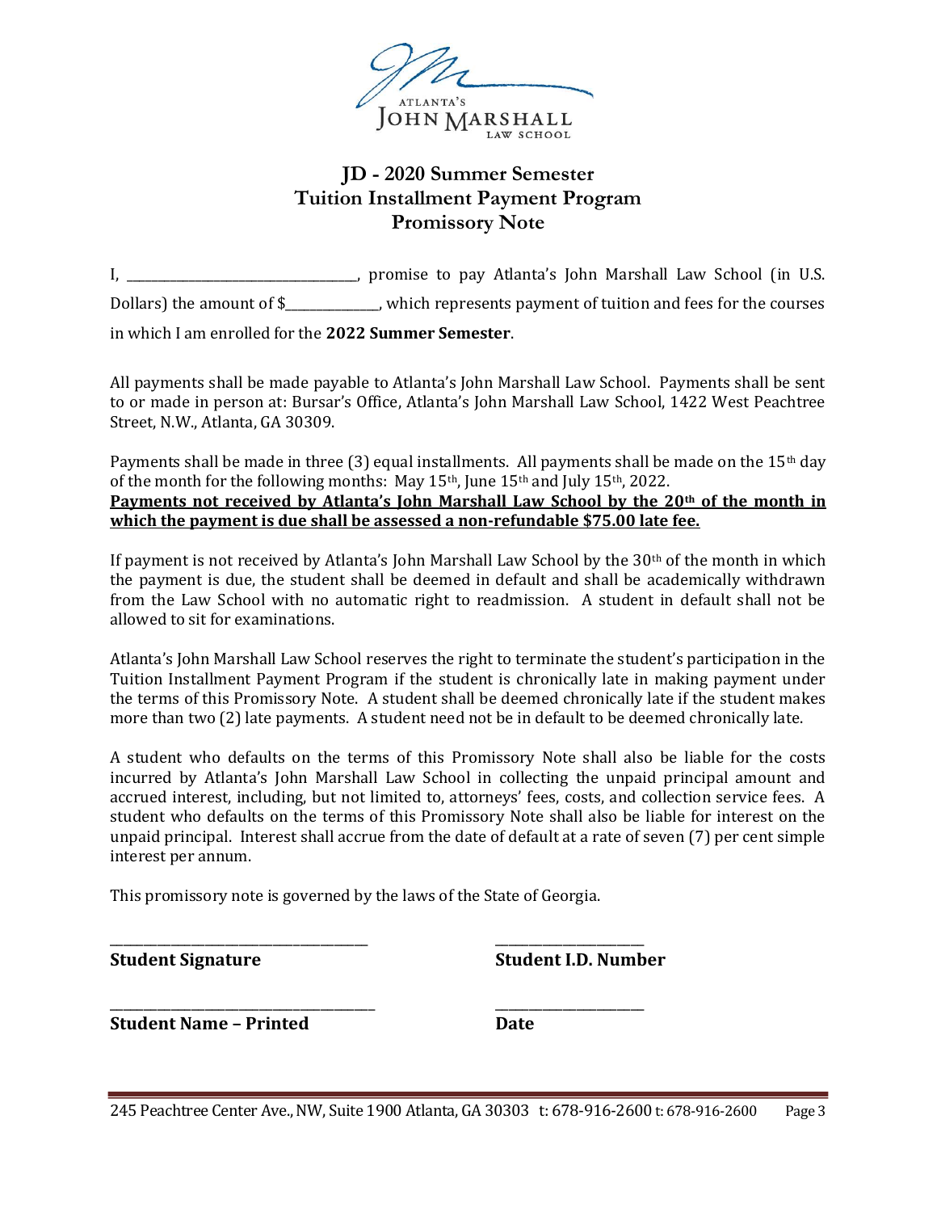ATLANTA'S JOHN MARSHALL LAW SCHOOL

# JD - 2020 Summer Semester
# Tuition Installment Payment Program
# Promissory Note

I, ___________________________________, promise to pay Atlanta's John Marshall Law School (in U.S. Dollars) the amount of $______________, which represents payment of tuition and fees for the courses in which I am enrolled for the **2022 Summer Semester**.

All payments shall be made payable to Atlanta's John Marshall Law School. Payments shall be sent to or made in person at: Bursar's Office, Atlanta's John Marshall Law School, 1422 West Peachtree Street, N.W., Atlanta, GA 30309.

Payments shall be made in three (3) equal installments. All payments shall be made on the 15th day of the month for the following months: May 15th, June 15th and July 15th, 2022.
**Payments not received by Atlanta's John Marshall Law School by the 20th of the month in which the payment is due shall be assessed a non-refundable $75.00 late fee.**

If payment is not received by Atlanta's John Marshall Law School by the 30th of the month in which the payment is due, the student shall be deemed in default and shall be academically withdrawn from the Law School with no automatic right to readmission. A student in default shall not be allowed to sit for examinations.

Atlanta's John Marshall Law School reserves the right to terminate the student's participation in the Tuition Installment Payment Program if the student is chronically late in making payment under the terms of this Promissory Note. A student shall be deemed chronically late if the student makes more than two (2) late payments. A student need not be in default to be deemed chronically late.

A student who defaults on the terms of this Promissory Note shall also be liable for the costs incurred by Atlanta's John Marshall Law School in collecting the unpaid principal amount and accrued interest, including, but not limited to, attorneys' fees, costs, and collection service fees. A student who defaults on the terms of this Promissory Note shall also be liable for interest on the unpaid principal. Interest shall accrue from the date of default at a rate of seven (7) per cent simple interest per annum.

This promissory note is governed by the laws of the State of Georgia.

_____________________________________ &nbsp;&nbsp;&nbsp;&nbsp;&nbsp; ____________________
**Student Signature** &nbsp;&nbsp;&nbsp;&nbsp;&nbsp; **Student I.D. Number**

_____________________________________ &nbsp;&nbsp;&nbsp;&nbsp;&nbsp; ____________________
**Student Name – Printed** &nbsp;&nbsp;&nbsp;&nbsp;&nbsp; **Date**

245 Peachtree Center Ave., NW, Suite 1900 Atlanta, GA 30303 t: 678-916-2600 t: 678-916-2600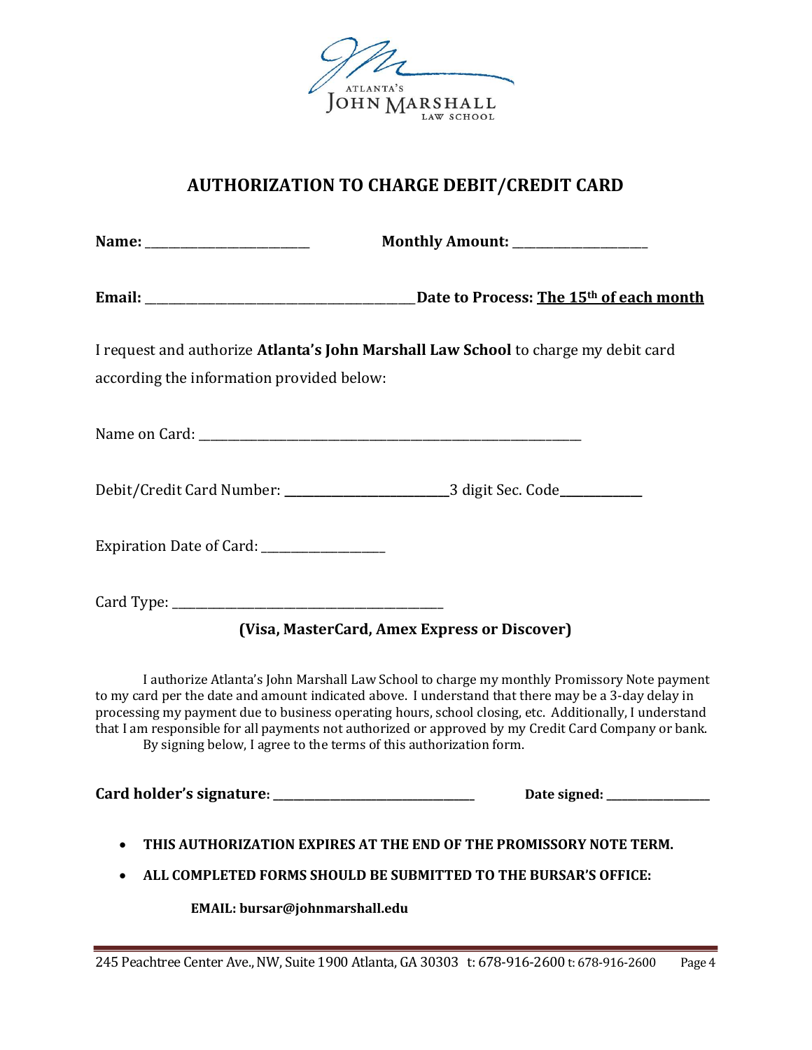ATLANTA'S JOHN MARSHALL LAW SCHOOL

# AUTHORIZATION TO CHARGE DEBIT/CREDIT CARD

**Name:** ___________________________ **Monthly Amount:** ______________________

**Email:** ___________________________________________ **Date to Process:** **<u>The 15th of each month</u>**

I request and authorize **Atlanta's John Marshall Law School** to charge my debit card according the information provided below:

Name on Card: _______________________________________________________________

Debit/Credit Card Number: ___________________________3 digit Sec. Code______________

Expiration Date of Card: ____________________

Card Type: _____________________________________________

**(Visa, MasterCard, Amex Express or Discover)**

I authorize Atlanta's John Marshall Law School to charge my monthly Promissory Note payment to my card per the date and amount indicated above. I understand that there may be a 3-day delay in processing my payment due to business operating hours, school closing, etc. Additionally, I understand that I am responsible for all payments not authorized or approved by my Credit Card Company or bank. By signing below, I agree to the terms of this authorization form.

**Card holder's signature:** ___________________________________ **Date signed:** __________________

- **THIS AUTHORIZATION EXPIRES AT THE END OF THE PROMISSORY NOTE TERM.**
- **ALL COMPLETED FORMS SHOULD BE SUBMITTED TO THE BURSAR'S OFFICE:**

  **EMAIL: bursar@johnmarshall.edu**

245 Peachtree Center Ave., NW, Suite 1900 Atlanta, GA 30303 t: 678-916-2600 t: 678-916-2600